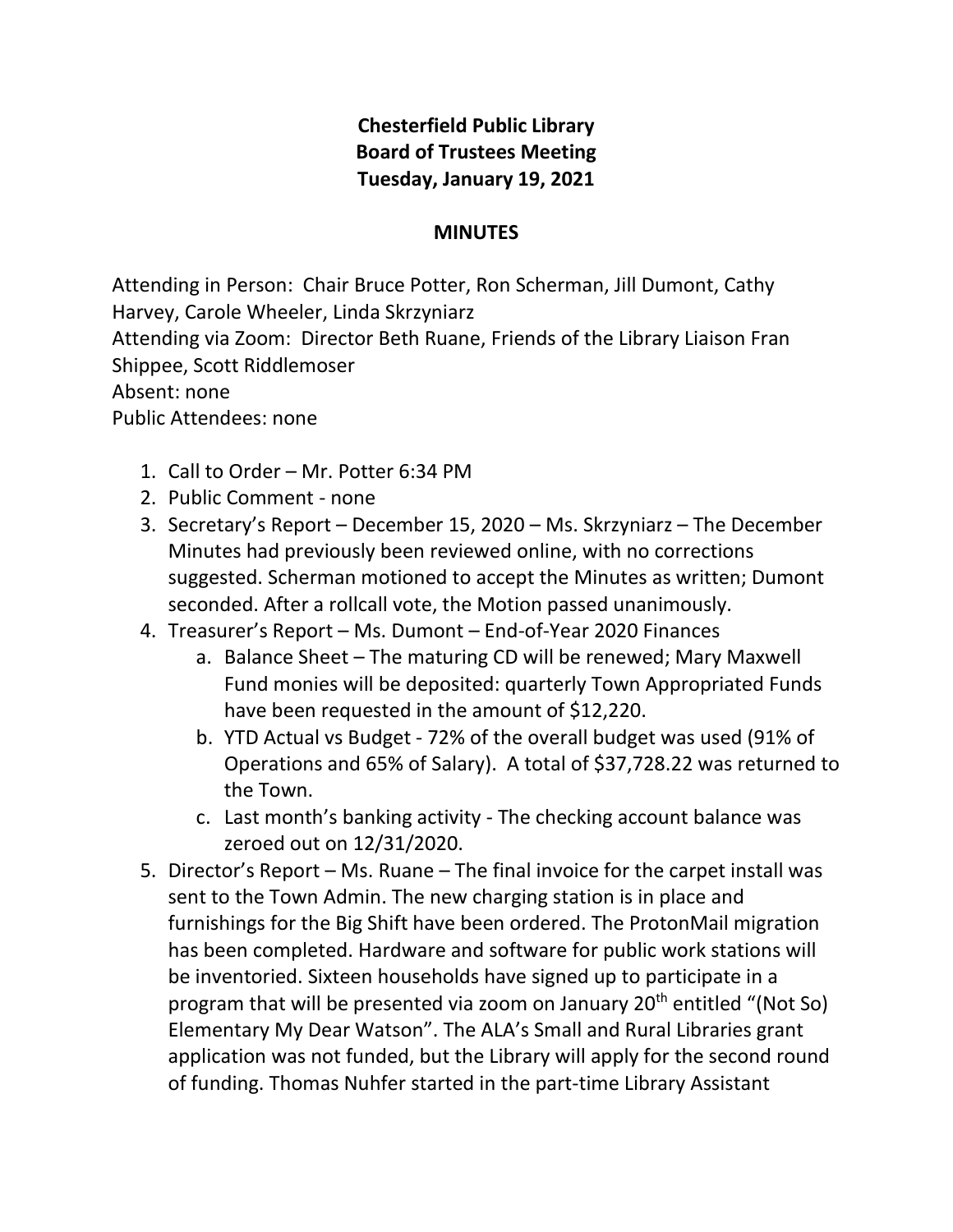**Chesterfield Public Library**
**Board of Trustees Meeting**
**Tuesday, January 19, 2021**

**MINUTES**

Attending in Person: Chair Bruce Potter, Ron Scherman, Jill Dumont, Cathy Harvey, Carole Wheeler, Linda Skrzyniarz
Attending via Zoom: Director Beth Ruane, Friends of the Library Liaison Fran Shippee, Scott Riddlemoser
Absent: none
Public Attendees: none

1. Call to Order – Mr. Potter 6:34 PM
2. Public Comment - none
3. Secretary's Report – December 15, 2020 – Ms. Skrzyniarz – The December Minutes had previously been reviewed online, with no corrections suggested. Scherman motioned to accept the Minutes as written; Dumont seconded. After a rollcall vote, the Motion passed unanimously.
4. Treasurer's Report – Ms. Dumont – End-of-Year 2020 Finances
   a. Balance Sheet – The maturing CD will be renewed; Mary Maxwell Fund monies will be deposited: quarterly Town Appropriated Funds have been requested in the amount of $12,220.
   b. YTD Actual vs Budget - 72% of the overall budget was used (91% of Operations and 65% of Salary). A total of $37,728.22 was returned to the Town.
   c. Last month's banking activity - The checking account balance was zeroed out on 12/31/2020.
5. Director's Report – Ms. Ruane – The final invoice for the carpet install was sent to the Town Admin. The new charging station is in place and furnishings for the Big Shift have been ordered. The ProtonMail migration has been completed. Hardware and software for public work stations will be inventoried. Sixteen households have signed up to participate in a program that will be presented via zoom on January 20th entitled "(Not So) Elementary My Dear Watson". The ALA's Small and Rural Libraries grant application was not funded, but the Library will apply for the second round of funding. Thomas Nuhfer started in the part-time Library Assistant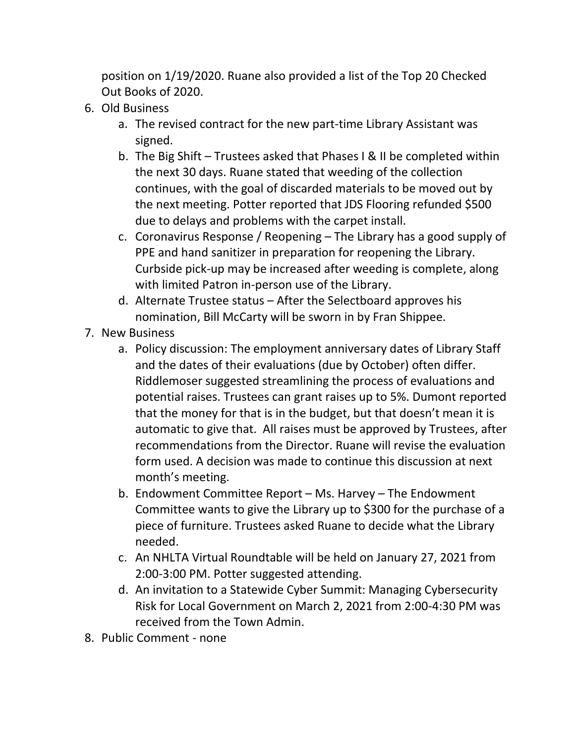position on 1/19/2020. Ruane also provided a list of the Top 20 Checked Out Books of 2020.

6. Old Business
    a. The revised contract for the new part-time Library Assistant was signed.
    b. The Big Shift – Trustees asked that Phases I & II be completed within the next 30 days. Ruane stated that weeding of the collection continues, with the goal of discarded materials to be moved out by the next meeting. Potter reported that JDS Flooring refunded $500 due to delays and problems with the carpet install.
    c. Coronavirus Response / Reopening – The Library has a good supply of PPE and hand sanitizer in preparation for reopening the Library. Curbside pick-up may be increased after weeding is complete, along with limited Patron in-person use of the Library.
    d. Alternate Trustee status – After the Selectboard approves his nomination, Bill McCarty will be sworn in by Fran Shippee.
7. New Business
    a. Policy discussion: The employment anniversary dates of Library Staff and the dates of their evaluations (due by October) often differ. Riddlemoser suggested streamlining the process of evaluations and potential raises. Trustees can grant raises up to 5%. Dumont reported that the money for that is in the budget, but that doesn't mean it is automatic to give that. All raises must be approved by Trustees, after recommendations from the Director. Ruane will revise the evaluation form used. A decision was made to continue this discussion at next month's meeting.
    b. Endowment Committee Report – Ms. Harvey – The Endowment Committee wants to give the Library up to $300 for the purchase of a piece of furniture. Trustees asked Ruane to decide what the Library needed.
    c. An NHLTA Virtual Roundtable will be held on January 27, 2021 from 2:00-3:00 PM. Potter suggested attending.
    d. An invitation to a Statewide Cyber Summit: Managing Cybersecurity Risk for Local Government on March 2, 2021 from 2:00-4:30 PM was received from the Town Admin.
8. Public Comment - none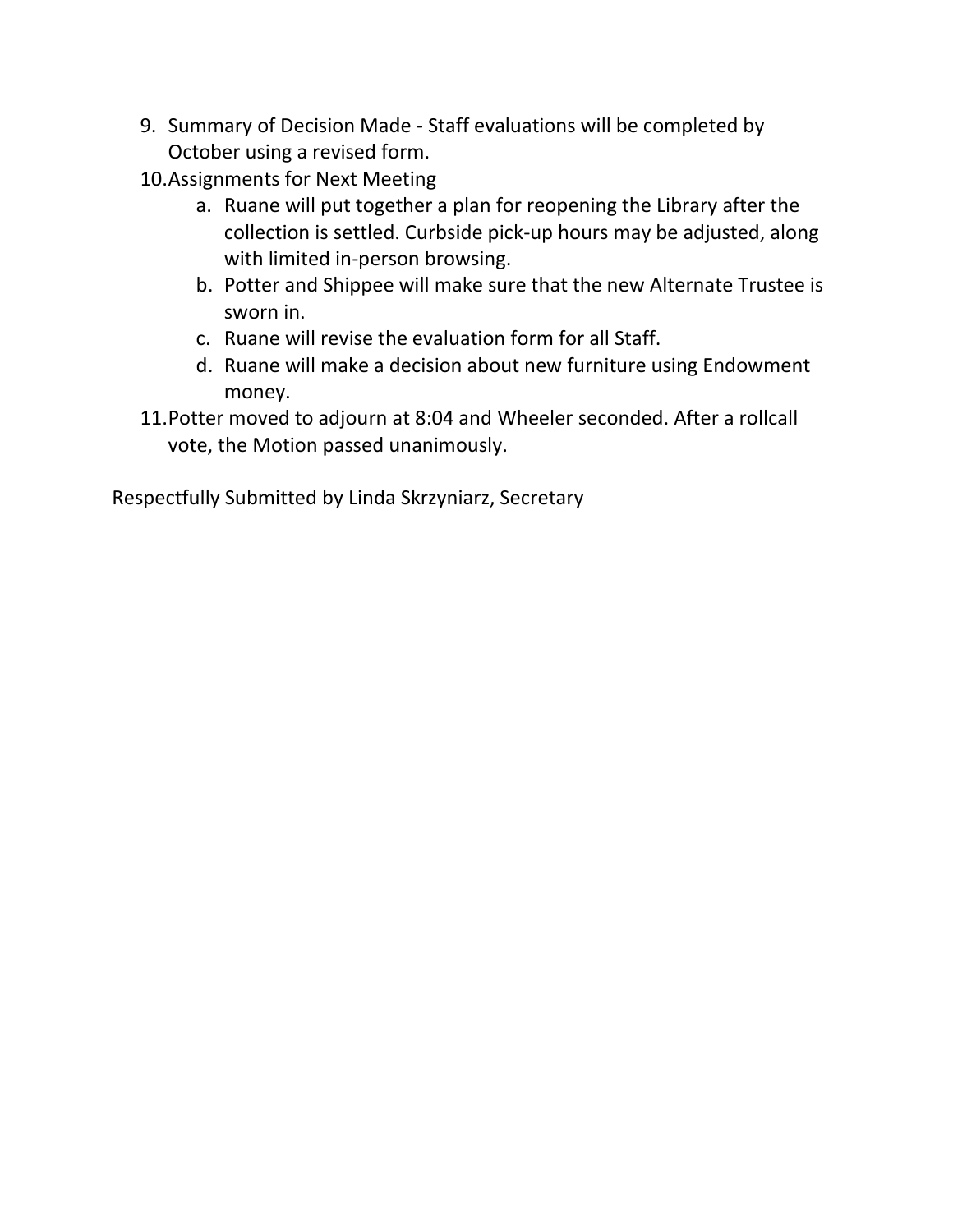9. Summary of Decision Made - Staff evaluations will be completed by October using a revised form.
10. Assignments for Next Meeting
    a. Ruane will put together a plan for reopening the Library after the collection is settled. Curbside pick-up hours may be adjusted, along with limited in-person browsing.
    b. Potter and Shippee will make sure that the new Alternate Trustee is sworn in.
    c. Ruane will revise the evaluation form for all Staff.
    d. Ruane will make a decision about new furniture using Endowment money.
11. Potter moved to adjourn at 8:04 and Wheeler seconded. After a rollcall vote, the Motion passed unanimously.

Respectfully Submitted by Linda Skrzyniarz, Secretary